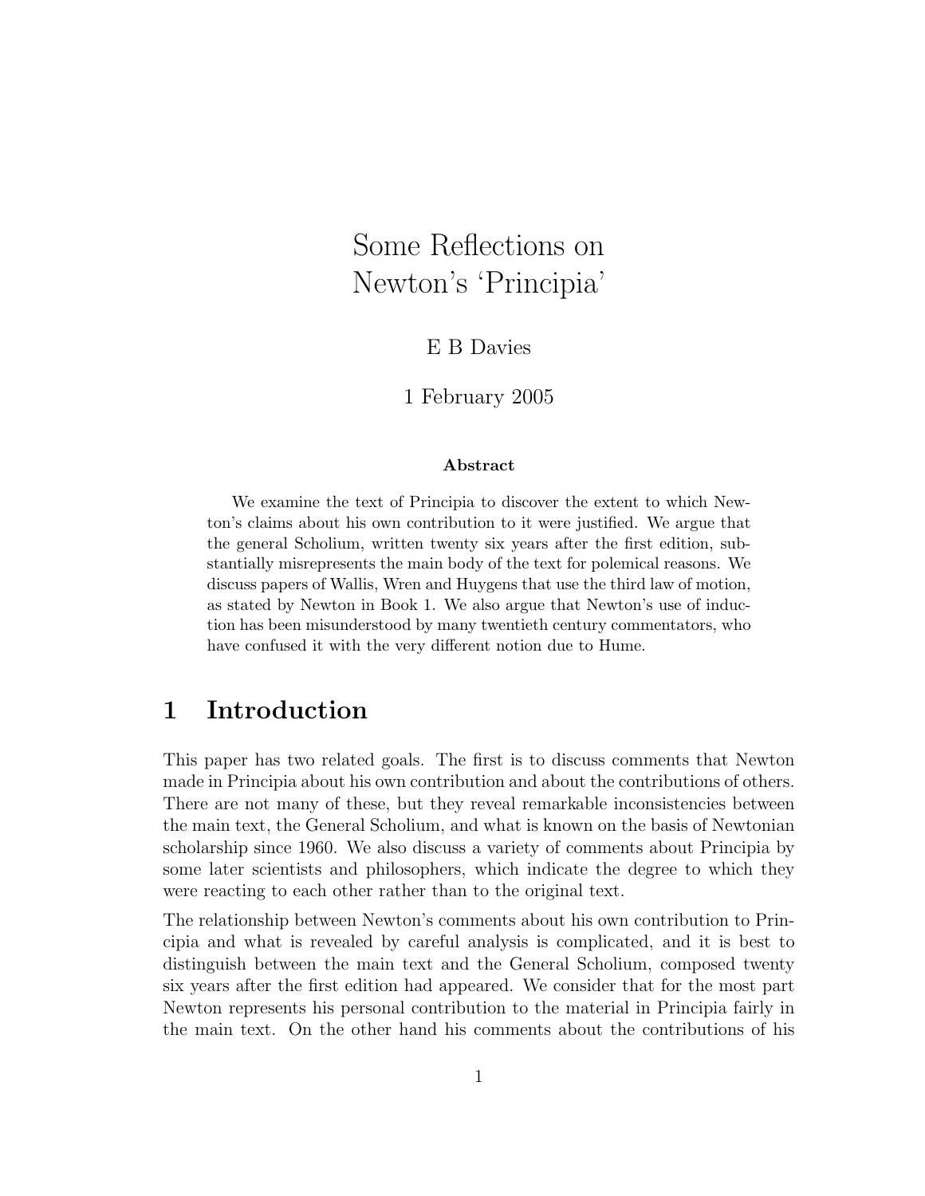# Some Reflections on Newton's 'Principia'

E B Davies

1 February 2005

**Abstract**

We examine the text of Principia to discover the extent to which Newton's claims about his own contribution to it were justified. We argue that the general Scholium, written twenty six years after the first edition, substantially misrepresents the main body of the text for polemical reasons. We discuss papers of Wallis, Wren and Huygens that use the third law of motion, as stated by Newton in Book 1. We also argue that Newton's use of induction has been misunderstood by many twentieth century commentators, who have confused it with the very different notion due to Hume.

## 1 Introduction

This paper has two related goals. The first is to discuss comments that Newton made in Principia about his own contribution and about the contributions of others. There are not many of these, but they reveal remarkable inconsistencies between the main text, the General Scholium, and what is known on the basis of Newtonian scholarship since 1960. We also discuss a variety of comments about Principia by some later scientists and philosophers, which indicate the degree to which they were reacting to each other rather than to the original text.

The relationship between Newton's comments about his own contribution to Principia and what is revealed by careful analysis is complicated, and it is best to distinguish between the main text and the General Scholium, composed twenty six years after the first edition had appeared. We consider that for the most part Newton represents his personal contribution to the material in Principia fairly in the main text. On the other hand his comments about the contributions of his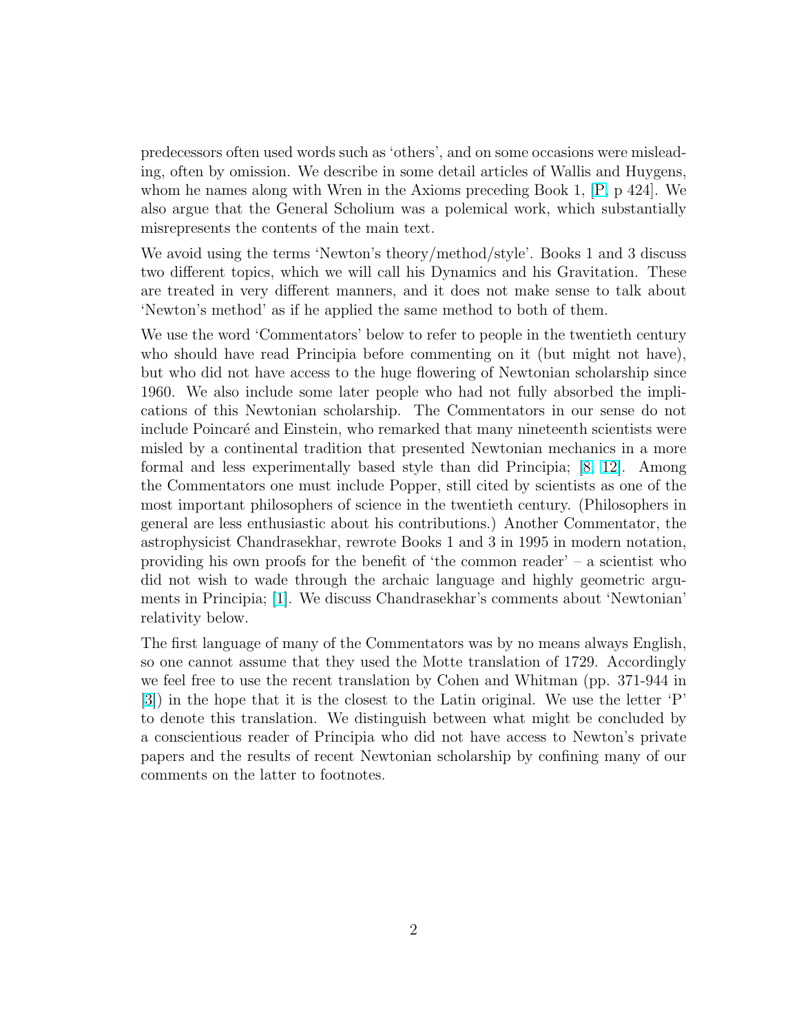predecessors often used words such as 'others', and on some occasions were misleading, often by omission. We describe in some detail articles of Wallis and Huygens, whom he names along with Wren in the Axioms preceding Book 1, [P, p 424]. We also argue that the General Scholium was a polemical work, which substantially misrepresents the contents of the main text.

We avoid using the terms 'Newton's theory/method/style'. Books 1 and 3 discuss two different topics, which we will call his Dynamics and his Gravitation. These are treated in very different manners, and it does not make sense to talk about 'Newton's method' as if he applied the same method to both of them.

We use the word 'Commentators' below to refer to people in the twentieth century who should have read Principia before commenting on it (but might not have), but who did not have access to the huge flowering of Newtonian scholarship since 1960. We also include some later people who had not fully absorbed the implications of this Newtonian scholarship. The Commentators in our sense do not include Poincaré and Einstein, who remarked that many nineteenth scientists were misled by a continental tradition that presented Newtonian mechanics in a more formal and less experimentally based style than did Principia; [8, 12]. Among the Commentators one must include Popper, still cited by scientists as one of the most important philosophers of science in the twentieth century. (Philosophers in general are less enthusiastic about his contributions.) Another Commentator, the astrophysicist Chandrasekhar, rewrote Books 1 and 3 in 1995 in modern notation, providing his own proofs for the benefit of 'the common reader' – a scientist who did not wish to wade through the archaic language and highly geometric arguments in Principia; [1]. We discuss Chandrasekhar's comments about 'Newtonian' relativity below.

The first language of many of the Commentators was by no means always English, so one cannot assume that they used the Motte translation of 1729. Accordingly we feel free to use the recent translation by Cohen and Whitman (pp. 371-944 in [3]) in the hope that it is the closest to the Latin original. We use the letter 'P' to denote this translation. We distinguish between what might be concluded by a conscientious reader of Principia who did not have access to Newton's private papers and the results of recent Newtonian scholarship by confining many of our comments on the latter to footnotes.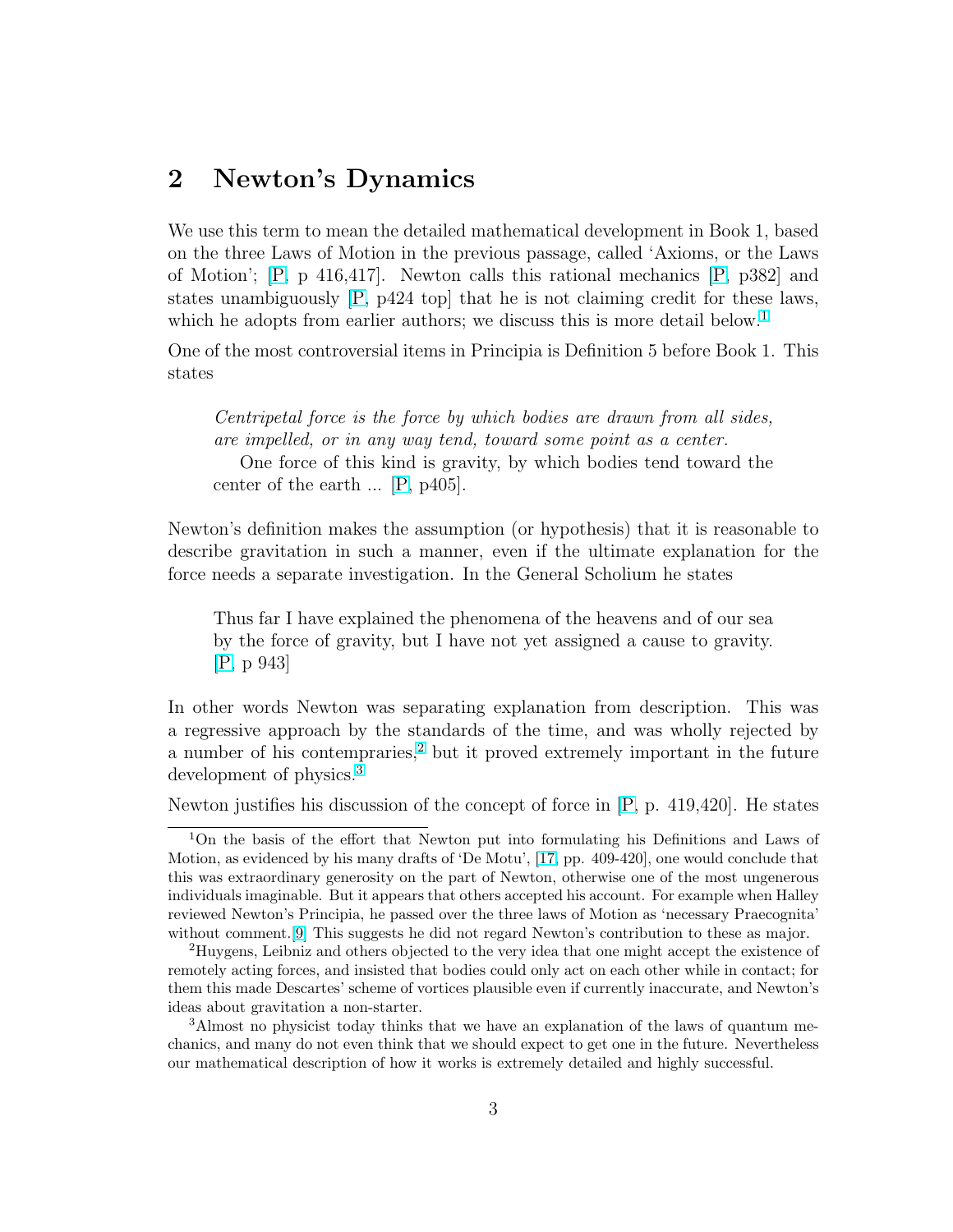## 2 Newton's Dynamics

We use this term to mean the detailed mathematical development in Book 1, based on the three Laws of Motion in the previous passage, called 'Axioms, or the Laws of Motion'; [P, p 416,417]. Newton calls this rational mechanics [P, p382] and states unambiguously [P, p424 top] that he is not claiming credit for these laws, which he adopts from earlier authors; we discuss this is more detail below.[1]

One of the most controversial items in Principia is Definition 5 before Book 1. This states

> *Centripetal force is the force by which bodies are drawn from all sides, are impelled, or in any way tend, toward some point as a center.*
>
> One force of this kind is gravity, by which bodies tend toward the center of the earth ... [P, p405].

Newton's definition makes the assumption (or hypothesis) that it is reasonable to describe gravitation in such a manner, even if the ultimate explanation for the force needs a separate investigation. In the General Scholium he states

> Thus far I have explained the phenomena of the heavens and of our sea by the force of gravity, but I have not yet assigned a cause to gravity. [P, p 943]

In other words Newton was separating explanation from description. This was a regressive approach by the standards of the time, and was wholly rejected by a number of his contempraries,[2] but it proved extremely important in the future development of physics.[3]

Newton justifies his discussion of the concept of force in [P, p. 419,420]. He states

[1] On the basis of the effort that Newton put into formulating his Definitions and Laws of Motion, as evidenced by his many drafts of 'De Motu', [17, pp. 409-420], one would conclude that this was extraordinary generosity on the part of Newton, otherwise one of the most ungenerous individuals imaginable. But it appears that others accepted his account. For example when Halley reviewed Newton's Principia, he passed over the three laws of Motion as 'necessary Praecognita' without comment.[9] This suggests he did not regard Newton's contribution to these as major.

[2] Huygens, Leibniz and others objected to the very idea that one might accept the existence of remotely acting forces, and insisted that bodies could only act on each other while in contact; for them this made Descartes' scheme of vortices plausible even if currently inaccurate, and Newton's ideas about gravitation a non-starter.

[3] Almost no physicist today thinks that we have an explanation of the laws of quantum mechanics, and many do not even think that we should expect to get one in the future. Nevertheless our mathematical description of how it works is extremely detailed and highly successful.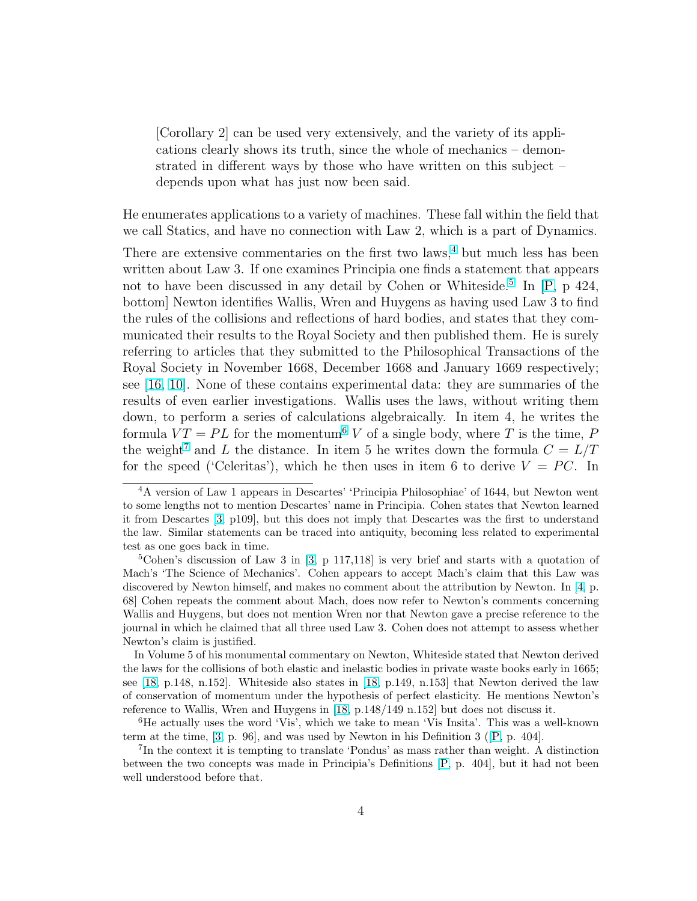> [Corollary 2] can be used very extensively, and the variety of its applications clearly shows its truth, since the whole of mechanics – demonstrated in different ways by those who have written on this subject – depends upon what has just now been said.

He enumerates applications to a variety of machines. These fall within the field that we call Statics, and have no connection with Law 2, which is a part of Dynamics.

There are extensive commentaries on the first two laws,[4] but much less has been written about Law 3. If one examines Principia one finds a statement that appears not to have been discussed in any detail by Cohen or Whiteside.[5] In [P, p 424, bottom] Newton identifies Wallis, Wren and Huygens as having used Law 3 to find the rules of the collisions and reflections of hard bodies, and states that they communicated their results to the Royal Society and then published them. He is surely referring to articles that they submitted to the Philosophical Transactions of the Royal Society in November 1668, December 1668 and January 1669 respectively; see [16, 10]. None of these contains experimental data: they are summaries of the results of even earlier investigations. Wallis uses the laws, without writing them down, to perform a series of calculations algebraically. In item 4, he writes the formula $VT = PL$ for the momentum[6] $V$ of a single body, where $T$ is the time, $P$ the weight[7] and $L$ the distance. In item 5 he writes down the formula $C = L/T$ for the speed ('Celeritas'), which he then uses in item 6 to derive $V = PC$. In

---

[4] A version of Law 1 appears in Descartes' 'Principia Philosophiae' of 1644, but Newton went to some lengths not to mention Descartes' name in Principia. Cohen states that Newton learned it from Descartes [3, p109], but this does not imply that Descartes was the first to understand the law. Similar statements can be traced into antiquity, becoming less related to experimental test as one goes back in time.

[5] Cohen's discussion of Law 3 in [3, p 117,118] is very brief and starts with a quotation of Mach's 'The Science of Mechanics'. Cohen appears to accept Mach's claim that this Law was discovered by Newton himself, and makes no comment about the attribution by Newton. In [4, p. 68] Cohen repeats the comment about Mach, does now refer to Newton's comments concerning Wallis and Huygens, but does not mention Wren nor that Newton gave a precise reference to the journal in which he claimed that all three used Law 3. Cohen does not attempt to assess whether Newton's claim is justified.

In Volume 5 of his monumental commentary on Newton, Whiteside stated that Newton derived the laws for the collisions of both elastic and inelastic bodies in private waste books early in 1665; see [18, p.148, n.152]. Whiteside also states in [18, p.149, n.153] that Newton derived the law of conservation of momentum under the hypothesis of perfect elasticity. He mentions Newton's reference to Wallis, Wren and Huygens in [18, p.148/149 n.152] but does not discuss it.

[6] He actually uses the word 'Vis', which we take to mean 'Vis Insita'. This was a well-known term at the time, [3, p. 96], and was used by Newton in his Definition 3 ([P, p. 404].

[7] In the context it is tempting to translate 'Pondus' as mass rather than weight. A distinction between the two concepts was made in Principia's Definitions [P, p. 404], but it had not been well understood before that.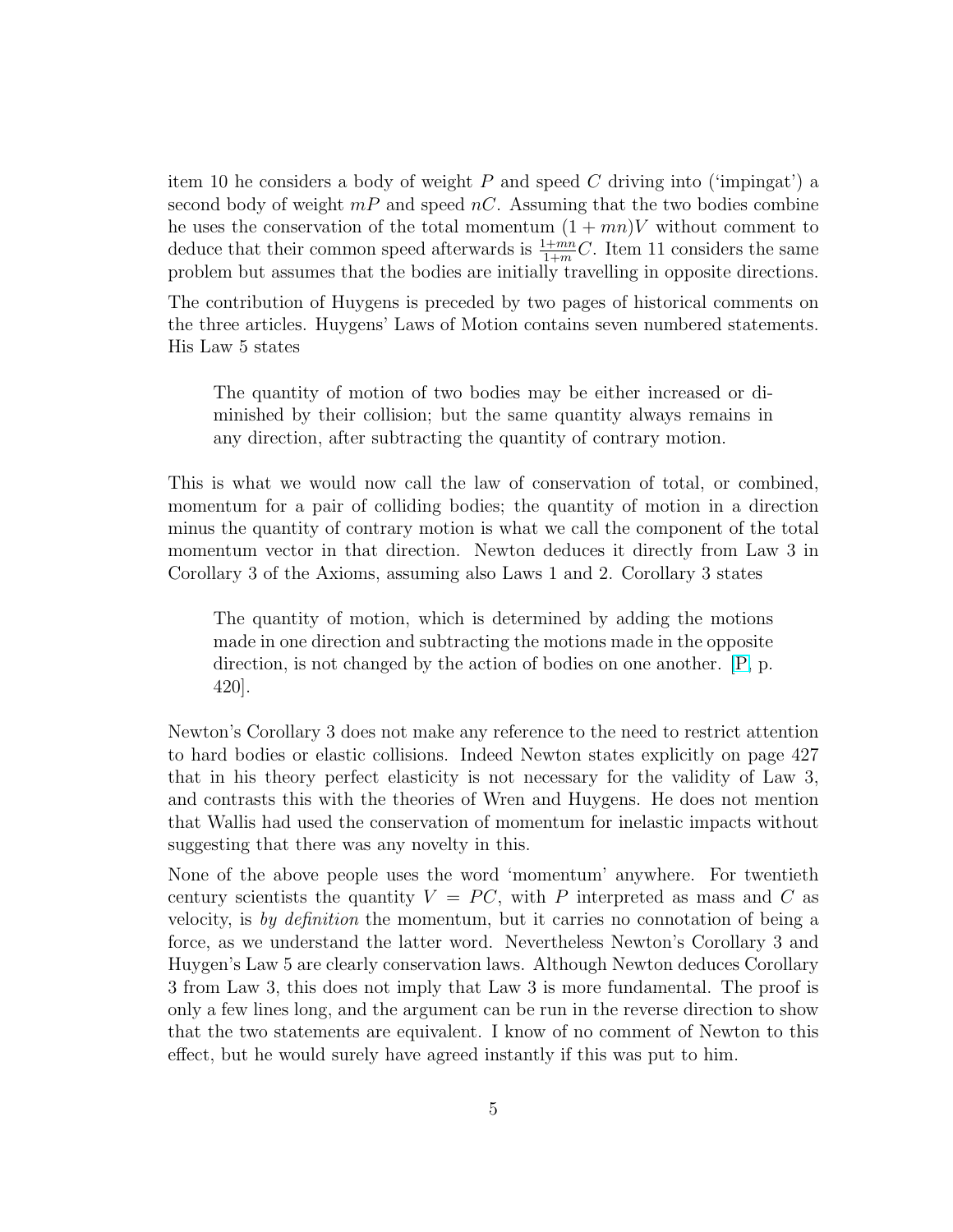item 10 he considers a body of weight $P$ and speed $C$ driving into ('impingat') a second body of weight $mP$ and speed $nC$. Assuming that the two bodies combine he uses the conservation of the total momentum $(1+mn)V$ without comment to deduce that their common speed afterwards is $\frac{1+mn}{1+m}C$. Item 11 considers the same problem but assumes that the bodies are initially travelling in opposite directions.

The contribution of Huygens is preceded by two pages of historical comments on the three articles. Huygens' Laws of Motion contains seven numbered statements. His Law 5 states

> The quantity of motion of two bodies may be either increased or diminished by their collision; but the same quantity always remains in any direction, after subtracting the quantity of contrary motion.

This is what we would now call the law of conservation of total, or combined, momentum for a pair of colliding bodies; the quantity of motion in a direction minus the quantity of contrary motion is what we call the component of the total momentum vector in that direction. Newton deduces it directly from Law 3 in Corollary 3 of the Axioms, assuming also Laws 1 and 2. Corollary 3 states

> The quantity of motion, which is determined by adding the motions made in one direction and subtracting the motions made in the opposite direction, is not changed by the action of bodies on one another. [P, p. 420].

Newton's Corollary 3 does not make any reference to the need to restrict attention to hard bodies or elastic collisions. Indeed Newton states explicitly on page 427 that in his theory perfect elasticity is not necessary for the validity of Law 3, and contrasts this with the theories of Wren and Huygens. He does not mention that Wallis had used the conservation of momentum for inelastic impacts without suggesting that there was any novelty in this.

None of the above people uses the word 'momentum' anywhere. For twentieth century scientists the quantity $V = PC$, with $P$ interpreted as mass and $C$ as velocity, is *by definition* the momentum, but it carries no connotation of being a force, as we understand the latter word. Nevertheless Newton's Corollary 3 and Huygen's Law 5 are clearly conservation laws. Although Newton deduces Corollary 3 from Law 3, this does not imply that Law 3 is more fundamental. The proof is only a few lines long, and the argument can be run in the reverse direction to show that the two statements are equivalent. I know of no comment of Newton to this effect, but he would surely have agreed instantly if this was put to him.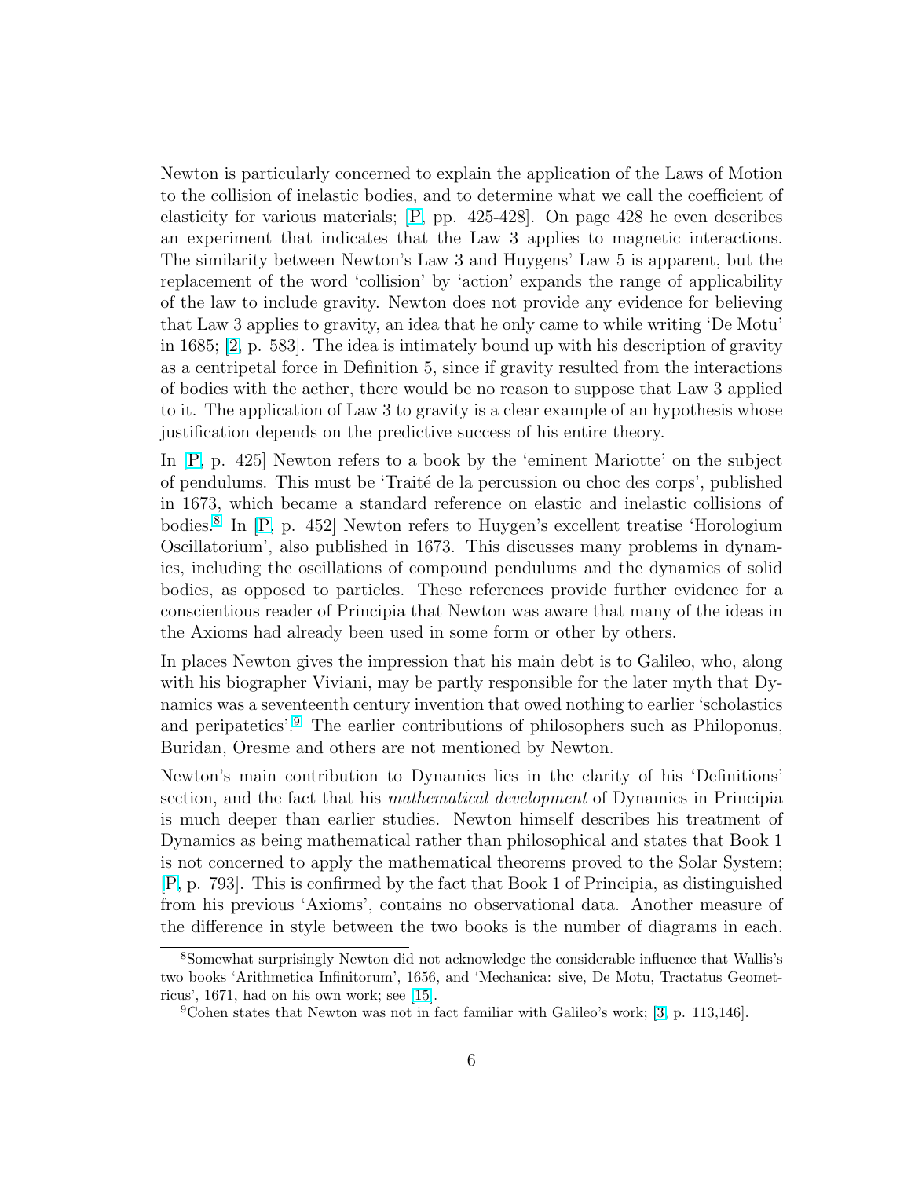Newton is particularly concerned to explain the application of the Laws of Motion to the collision of inelastic bodies, and to determine what we call the coefficient of elasticity for various materials; [P, pp. 425-428]. On page 428 he even describes an experiment that indicates that the Law 3 applies to magnetic interactions. The similarity between Newton's Law 3 and Huygens' Law 5 is apparent, but the replacement of the word 'collision' by 'action' expands the range of applicability of the law to include gravity. Newton does not provide any evidence for believing that Law 3 applies to gravity, an idea that he only came to while writing 'De Motu' in 1685; [2, p. 583]. The idea is intimately bound up with his description of gravity as a centripetal force in Definition 5, since if gravity resulted from the interactions of bodies with the aether, there would be no reason to suppose that Law 3 applied to it. The application of Law 3 to gravity is a clear example of an hypothesis whose justification depends on the predictive success of his entire theory.

In [P, p. 425] Newton refers to a book by the 'eminent Mariotte' on the subject of pendulums. This must be 'Traité de la percussion ou choc des corps', published in 1673, which became a standard reference on elastic and inelastic collisions of bodies.[8] In [P, p. 452] Newton refers to Huygen's excellent treatise 'Horologium Oscillatorium', also published in 1673. This discusses many problems in dynamics, including the oscillations of compound pendulums and the dynamics of solid bodies, as opposed to particles. These references provide further evidence for a conscientious reader of Principia that Newton was aware that many of the ideas in the Axioms had already been used in some form or other by others.

In places Newton gives the impression that his main debt is to Galileo, who, along with his biographer Viviani, may be partly responsible for the later myth that Dynamics was a seventeenth century invention that owed nothing to earlier 'scholastics and peripatetics'.[9] The earlier contributions of philosophers such as Philoponus, Buridan, Oresme and others are not mentioned by Newton.

Newton's main contribution to Dynamics lies in the clarity of his 'Definitions' section, and the fact that his *mathematical development* of Dynamics in Principia is much deeper than earlier studies. Newton himself describes his treatment of Dynamics as being mathematical rather than philosophical and states that Book 1 is not concerned to apply the mathematical theorems proved to the Solar System; [P, p. 793]. This is confirmed by the fact that Book 1 of Principia, as distinguished from his previous 'Axioms', contains no observational data. Another measure of the difference in style between the two books is the number of diagrams in each.

[8] Somewhat surprisingly Newton did not acknowledge the considerable influence that Wallis's two books 'Arithmetica Infinitorum', 1656, and 'Mechanica: sive, De Motu, Tractatus Geometricus', 1671, had on his own work; see [15].

[9] Cohen states that Newton was not in fact familiar with Galileo's work; [3, p. 113,146].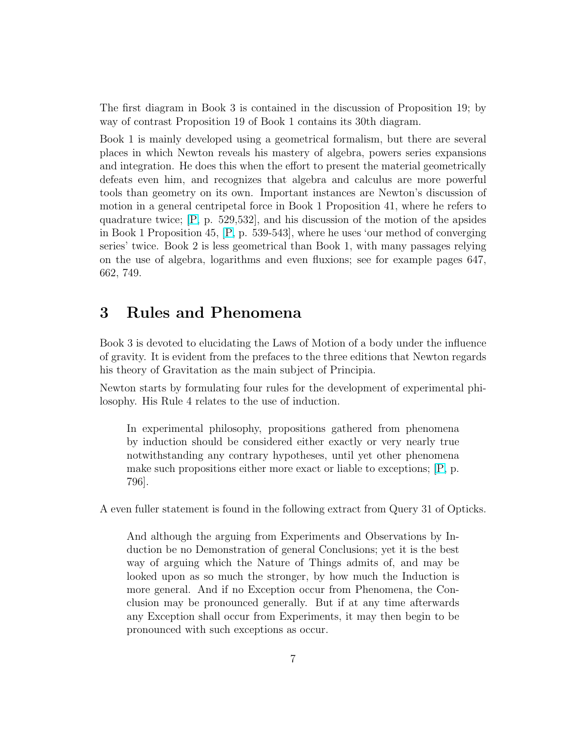The first diagram in Book 3 is contained in the discussion of Proposition 19; by way of contrast Proposition 19 of Book 1 contains its 30th diagram.

Book 1 is mainly developed using a geometrical formalism, but there are several places in which Newton reveals his mastery of algebra, powers series expansions and integration. He does this when the effort to present the material geometrically defeats even him, and recognizes that algebra and calculus are more powerful tools than geometry on its own. Important instances are Newton's discussion of motion in a general centripetal force in Book 1 Proposition 41, where he refers to quadrature twice; [P, p. 529,532], and his discussion of the motion of the apsides in Book 1 Proposition 45, [P, p. 539-543], where he uses 'our method of converging series' twice. Book 2 is less geometrical than Book 1, with many passages relying on the use of algebra, logarithms and even fluxions; see for example pages 647, 662, 749.

## 3 Rules and Phenomena

Book 3 is devoted to elucidating the Laws of Motion of a body under the influence of gravity. It is evident from the prefaces to the three editions that Newton regards his theory of Gravitation as the main subject of Principia.

Newton starts by formulating four rules for the development of experimental philosophy. His Rule 4 relates to the use of induction.

> In experimental philosophy, propositions gathered from phenomena by induction should be considered either exactly or very nearly true notwithstanding any contrary hypotheses, until yet other phenomena make such propositions either more exact or liable to exceptions; [P, p. 796].

A even fuller statement is found in the following extract from Query 31 of Opticks.

> And although the arguing from Experiments and Observations by Induction be no Demonstration of general Conclusions; yet it is the best way of arguing which the Nature of Things admits of, and may be looked upon as so much the stronger, by how much the Induction is more general. And if no Exception occur from Phenomena, the Conclusion may be pronounced generally. But if at any time afterwards any Exception shall occur from Experiments, it may then begin to be pronounced with such exceptions as occur.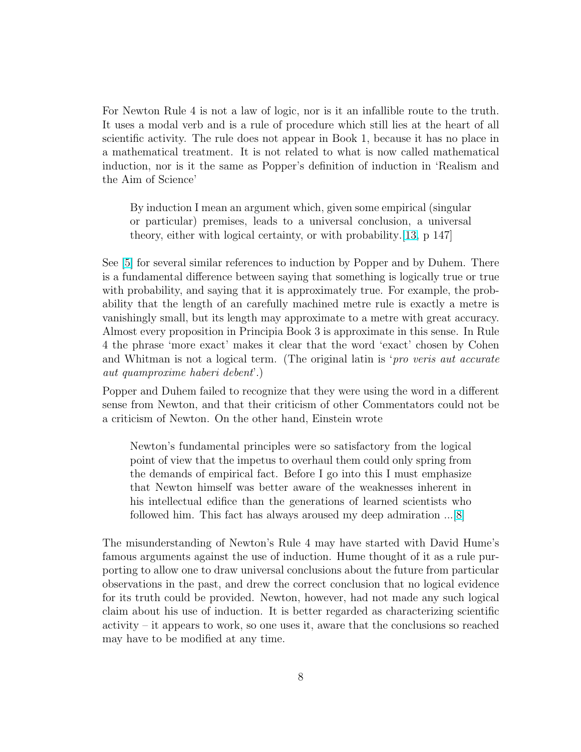For Newton Rule 4 is not a law of logic, nor is it an infallible route to the truth. It uses a modal verb and is a rule of procedure which still lies at the heart of all scientific activity. The rule does not appear in Book 1, because it has no place in a mathematical treatment. It is not related to what is now called mathematical induction, nor is it the same as Popper's definition of induction in 'Realism and the Aim of Science'

> By induction I mean an argument which, given some empirical (singular or particular) premises, leads to a universal conclusion, a universal theory, either with logical certainty, or with probability.[13, p 147]

See [5] for several similar references to induction by Popper and by Duhem. There is a fundamental difference between saying that something is logically true or true with probability, and saying that it is approximately true. For example, the probability that the length of an carefully machined metre rule is exactly a metre is vanishingly small, but its length may approximate to a metre with great accuracy. Almost every proposition in Principia Book 3 is approximate in this sense. In Rule 4 the phrase 'more exact' makes it clear that the word 'exact' chosen by Cohen and Whitman is not a logical term. (The original latin is '*pro veris aut accurate aut quamproxime haberi debent*'.)

Popper and Duhem failed to recognize that they were using the word in a different sense from Newton, and that their criticism of other Commentators could not be a criticism of Newton. On the other hand, Einstein wrote

> Newton's fundamental principles were so satisfactory from the logical point of view that the impetus to overhaul them could only spring from the demands of empirical fact. Before I go into this I must emphasize that Newton himself was better aware of the weaknesses inherent in his intellectual edifice than the generations of learned scientists who followed him. This fact has always aroused my deep admiration ...[8]

The misunderstanding of Newton's Rule 4 may have started with David Hume's famous arguments against the use of induction. Hume thought of it as a rule purporting to allow one to draw universal conclusions about the future from particular observations in the past, and drew the correct conclusion that no logical evidence for its truth could be provided. Newton, however, had not made any such logical claim about his use of induction. It is better regarded as characterizing scientific activity – it appears to work, so one uses it, aware that the conclusions so reached may have to be modified at any time.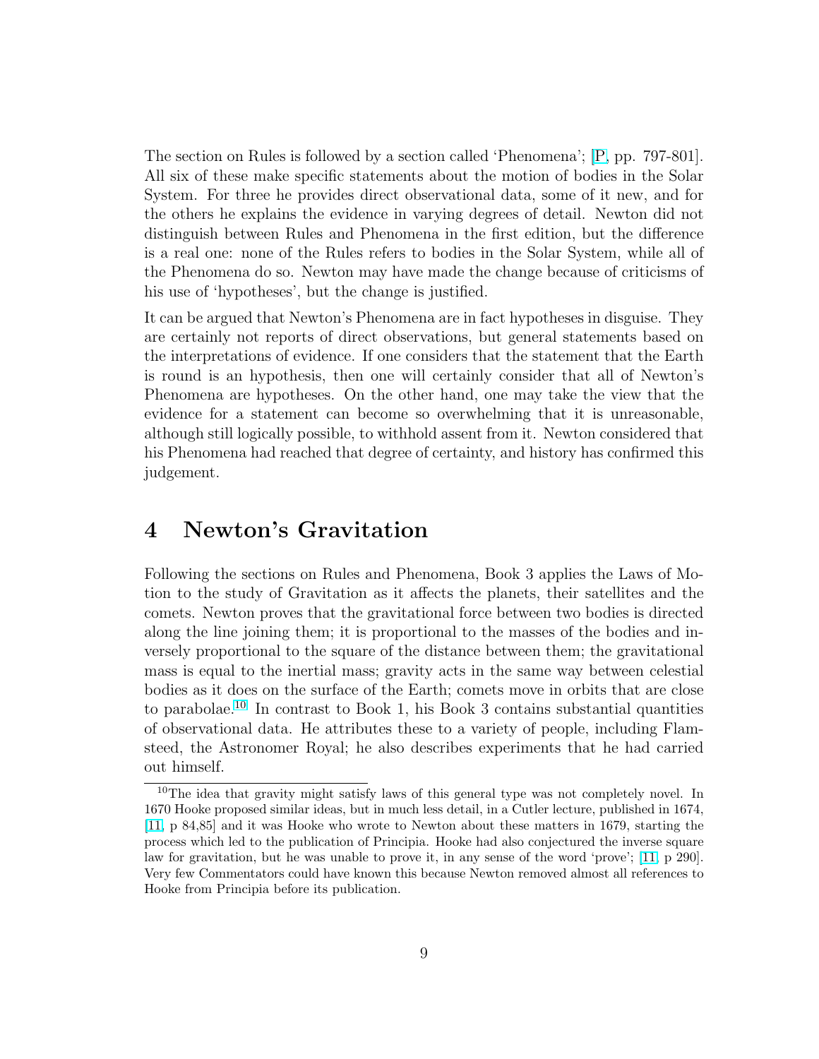The section on Rules is followed by a section called 'Phenomena'; [P, pp. 797-801]. All six of these make specific statements about the motion of bodies in the Solar System. For three he provides direct observational data, some of it new, and for the others he explains the evidence in varying degrees of detail. Newton did not distinguish between Rules and Phenomena in the first edition, but the difference is a real one: none of the Rules refers to bodies in the Solar System, while all of the Phenomena do so. Newton may have made the change because of criticisms of his use of 'hypotheses', but the change is justified.

It can be argued that Newton's Phenomena are in fact hypotheses in disguise. They are certainly not reports of direct observations, but general statements based on the interpretations of evidence. If one considers that the statement that the Earth is round is an hypothesis, then one will certainly consider that all of Newton's Phenomena are hypotheses. On the other hand, one may take the view that the evidence for a statement can become so overwhelming that it is unreasonable, although still logically possible, to withhold assent from it. Newton considered that his Phenomena had reached that degree of certainty, and history has confirmed this judgement.

# 4 Newton's Gravitation

Following the sections on Rules and Phenomena, Book 3 applies the Laws of Motion to the study of Gravitation as it affects the planets, their satellites and the comets. Newton proves that the gravitational force between two bodies is directed along the line joining them; it is proportional to the masses of the bodies and inversely proportional to the square of the distance between them; the gravitational mass is equal to the inertial mass; gravity acts in the same way between celestial bodies as it does on the surface of the Earth; comets move in orbits that are close to parabolae.[10] In contrast to Book 1, his Book 3 contains substantial quantities of observational data. He attributes these to a variety of people, including Flamsteed, the Astronomer Royal; he also describes experiments that he had carried out himself.

[10] The idea that gravity might satisfy laws of this general type was not completely novel. In 1670 Hooke proposed similar ideas, but in much less detail, in a Cutler lecture, published in 1674, [11, p 84,85] and it was Hooke who wrote to Newton about these matters in 1679, starting the process which led to the publication of Principia. Hooke had also conjectured the inverse square law for gravitation, but he was unable to prove it, in any sense of the word 'prove'; [11, p 290]. Very few Commentators could have known this because Newton removed almost all references to Hooke from Principia before its publication.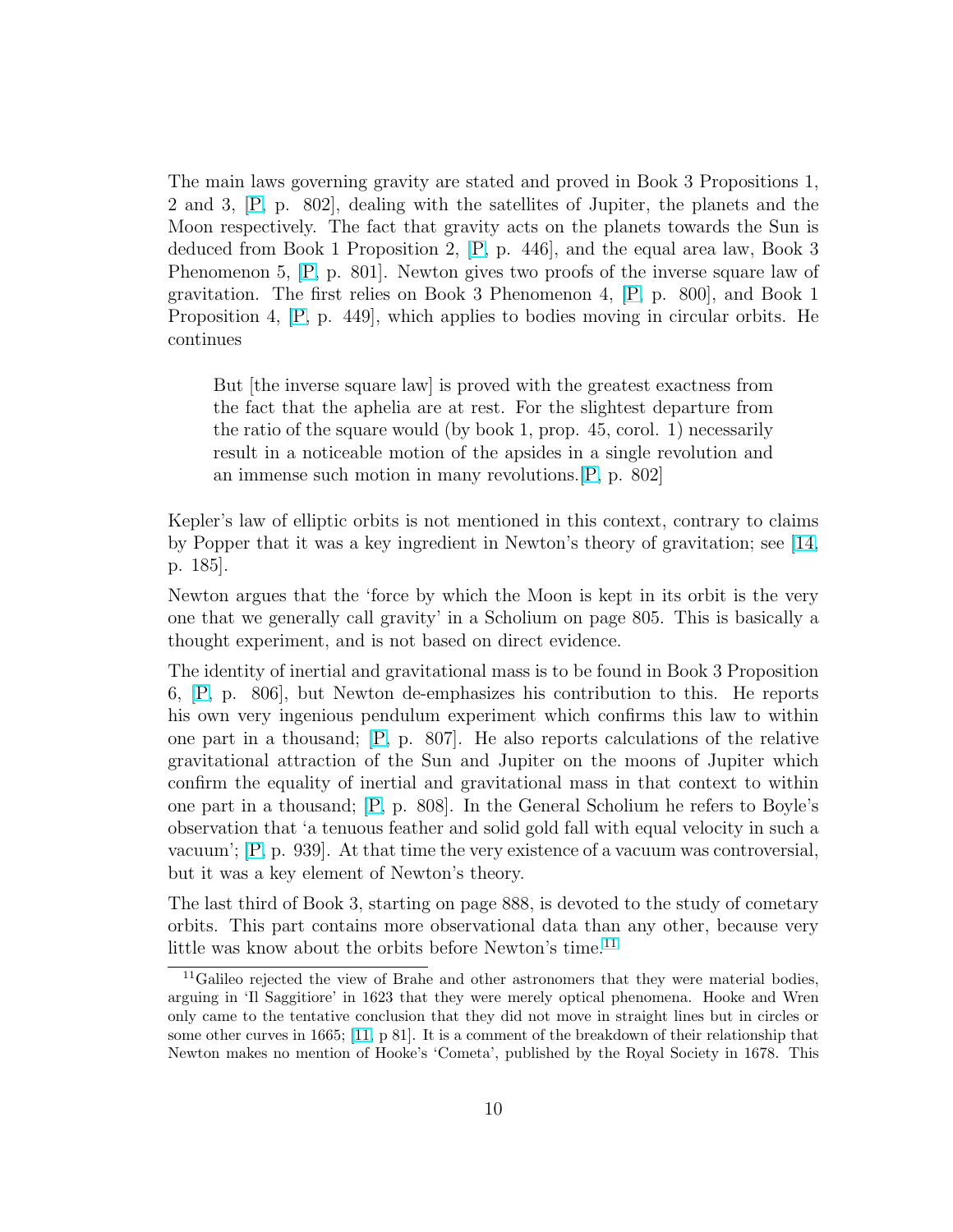The main laws governing gravity are stated and proved in Book 3 Propositions 1, 2 and 3, [P, p. 802], dealing with the satellites of Jupiter, the planets and the Moon respectively. The fact that gravity acts on the planets towards the Sun is deduced from Book 1 Proposition 2, [P, p. 446], and the equal area law, Book 3 Phenomenon 5, [P, p. 801]. Newton gives two proofs of the inverse square law of gravitation. The first relies on Book 3 Phenomenon 4, [P, p. 800], and Book 1 Proposition 4, [P, p. 449], which applies to bodies moving in circular orbits. He continues

> But [the inverse square law] is proved with the greatest exactness from the fact that the aphelia are at rest. For the slightest departure from the ratio of the square would (by book 1, prop. 45, corol. 1) necessarily result in a noticeable motion of the apsides in a single revolution and an immense such motion in many revolutions.[P, p. 802]

Kepler's law of elliptic orbits is not mentioned in this context, contrary to claims by Popper that it was a key ingredient in Newton's theory of gravitation; see [14, p. 185].

Newton argues that the 'force by which the Moon is kept in its orbit is the very one that we generally call gravity' in a Scholium on page 805. This is basically a thought experiment, and is not based on direct evidence.

The identity of inertial and gravitational mass is to be found in Book 3 Proposition 6, [P, p. 806], but Newton de-emphasizes his contribution to this. He reports his own very ingenious pendulum experiment which confirms this law to within one part in a thousand; [P, p. 807]. He also reports calculations of the relative gravitational attraction of the Sun and Jupiter on the moons of Jupiter which confirm the equality of inertial and gravitational mass in that context to within one part in a thousand; [P, p. 808]. In the General Scholium he refers to Boyle's observation that 'a tenuous feather and solid gold fall with equal velocity in such a vacuum'; [P, p. 939]. At that time the very existence of a vacuum was controversial, but it was a key element of Newton's theory.

The last third of Book 3, starting on page 888, is devoted to the study of cometary orbits. This part contains more observational data than any other, because very little was know about the orbits before Newton's time.[11]

[11] Galileo rejected the view of Brahe and other astronomers that they were material bodies, arguing in 'Il Saggitiore' in 1623 that they were merely optical phenomena. Hooke and Wren only came to the tentative conclusion that they did not move in straight lines but in circles or some other curves in 1665; [11, p 81]. It is a comment of the breakdown of their relationship that Newton makes no mention of Hooke's 'Cometa', published by the Royal Society in 1678. This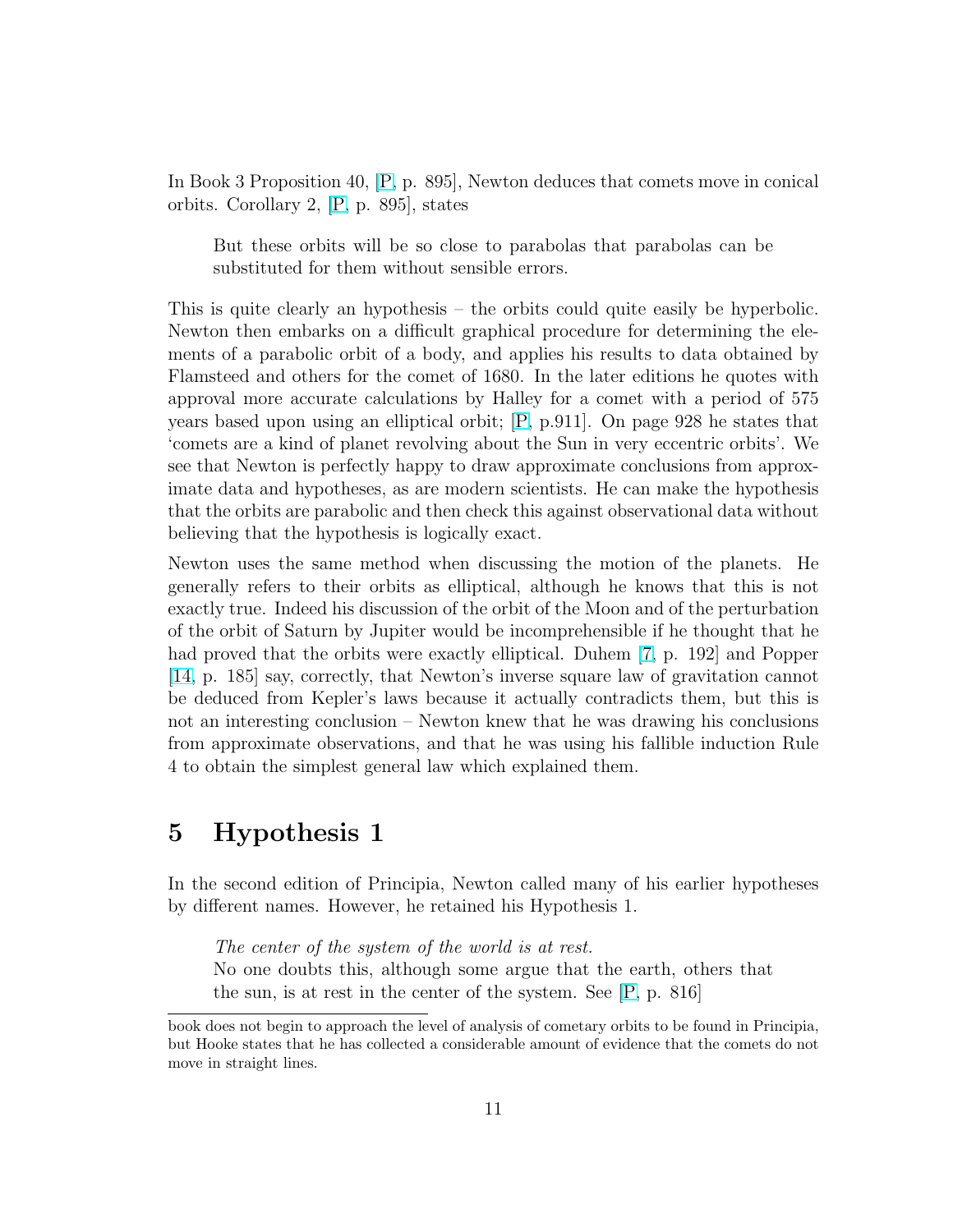In Book 3 Proposition 40, [P, p. 895], Newton deduces that comets move in conical orbits. Corollary 2, [P, p. 895], states

> But these orbits will be so close to parabolas that parabolas can be substituted for them without sensible errors.

This is quite clearly an hypothesis – the orbits could quite easily be hyperbolic. Newton then embarks on a difficult graphical procedure for determining the elements of a parabolic orbit of a body, and applies his results to data obtained by Flamsteed and others for the comet of 1680. In the later editions he quotes with approval more accurate calculations by Halley for a comet with a period of 575 years based upon using an elliptical orbit; [P, p.911]. On page 928 he states that 'comets are a kind of planet revolving about the Sun in very eccentric orbits'. We see that Newton is perfectly happy to draw approximate conclusions from approximate data and hypotheses, as are modern scientists. He can make the hypothesis that the orbits are parabolic and then check this against observational data without believing that the hypothesis is logically exact.

Newton uses the same method when discussing the motion of the planets. He generally refers to their orbits as elliptical, although he knows that this is not exactly true. Indeed his discussion of the orbit of the Moon and of the perturbation of the orbit of Saturn by Jupiter would be incomprehensible if he thought that he had proved that the orbits were exactly elliptical. Duhem [7, p. 192] and Popper [14, p. 185] say, correctly, that Newton's inverse square law of gravitation cannot be deduced from Kepler's laws because it actually contradicts them, but this is not an interesting conclusion – Newton knew that he was drawing his conclusions from approximate observations, and that he was using his fallible induction Rule 4 to obtain the simplest general law which explained them.

## 5 Hypothesis 1

In the second edition of Principia, Newton called many of his earlier hypotheses by different names. However, he retained his Hypothesis 1.

> *The center of the system of the world is at rest.*
> No one doubts this, although some argue that the earth, others that the sun, is at rest in the center of the system. See [P, p. 816]

book does not begin to approach the level of analysis of cometary orbits to be found in Principia, but Hooke states that he has collected a considerable amount of evidence that the comets do not move in straight lines.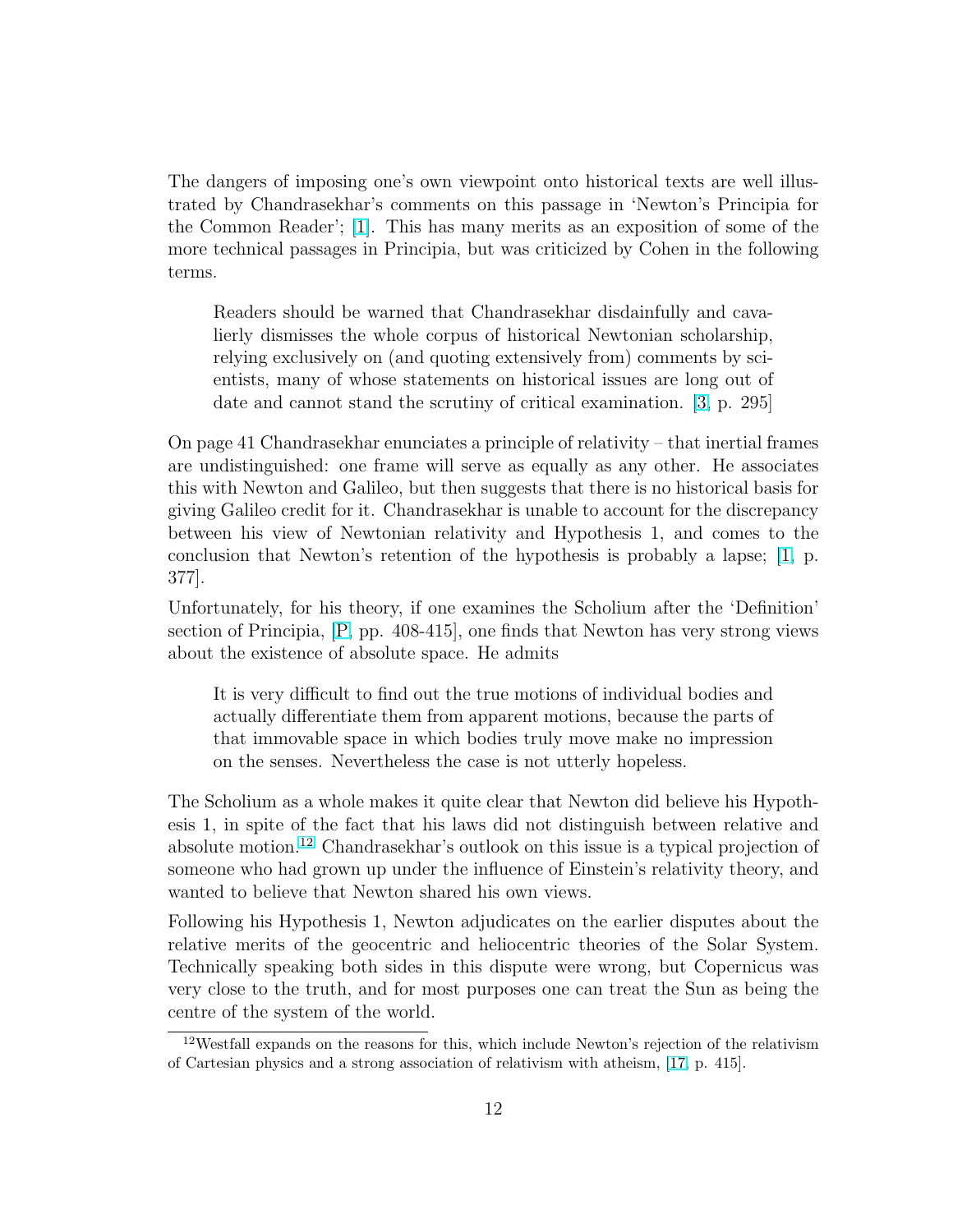The dangers of imposing one's own viewpoint onto historical texts are well illustrated by Chandrasekhar's comments on this passage in 'Newton's Principia for the Common Reader'; [1]. This has many merits as an exposition of some of the more technical passages in Principia, but was criticized by Cohen in the following terms.

> Readers should be warned that Chandrasekhar disdainfully and cavalierly dismisses the whole corpus of historical Newtonian scholarship, relying exclusively on (and quoting extensively from) comments by scientists, many of whose statements on historical issues are long out of date and cannot stand the scrutiny of critical examination. [3, p. 295]

On page 41 Chandrasekhar enunciates a principle of relativity – that inertial frames are undistinguished: one frame will serve as equally as any other. He associates this with Newton and Galileo, but then suggests that there is no historical basis for giving Galileo credit for it. Chandrasekhar is unable to account for the discrepancy between his view of Newtonian relativity and Hypothesis 1, and comes to the conclusion that Newton's retention of the hypothesis is probably a lapse; [1, p. 377].

Unfortunately, for his theory, if one examines the Scholium after the 'Definition' section of Principia, [P, pp. 408-415], one finds that Newton has very strong views about the existence of absolute space. He admits

> It is very difficult to find out the true motions of individual bodies and actually differentiate them from apparent motions, because the parts of that immovable space in which bodies truly move make no impression on the senses. Nevertheless the case is not utterly hopeless.

The Scholium as a whole makes it quite clear that Newton did believe his Hypothesis 1, in spite of the fact that his laws did not distinguish between relative and absolute motion.[12] Chandrasekhar's outlook on this issue is a typical projection of someone who had grown up under the influence of Einstein's relativity theory, and wanted to believe that Newton shared his own views.

Following his Hypothesis 1, Newton adjudicates on the earlier disputes about the relative merits of the geocentric and heliocentric theories of the Solar System. Technically speaking both sides in this dispute were wrong, but Copernicus was very close to the truth, and for most purposes one can treat the Sun as being the centre of the system of the world.

[12] Westfall expands on the reasons for this, which include Newton's rejection of the relativism of Cartesian physics and a strong association of relativism with atheism, [17, p. 415].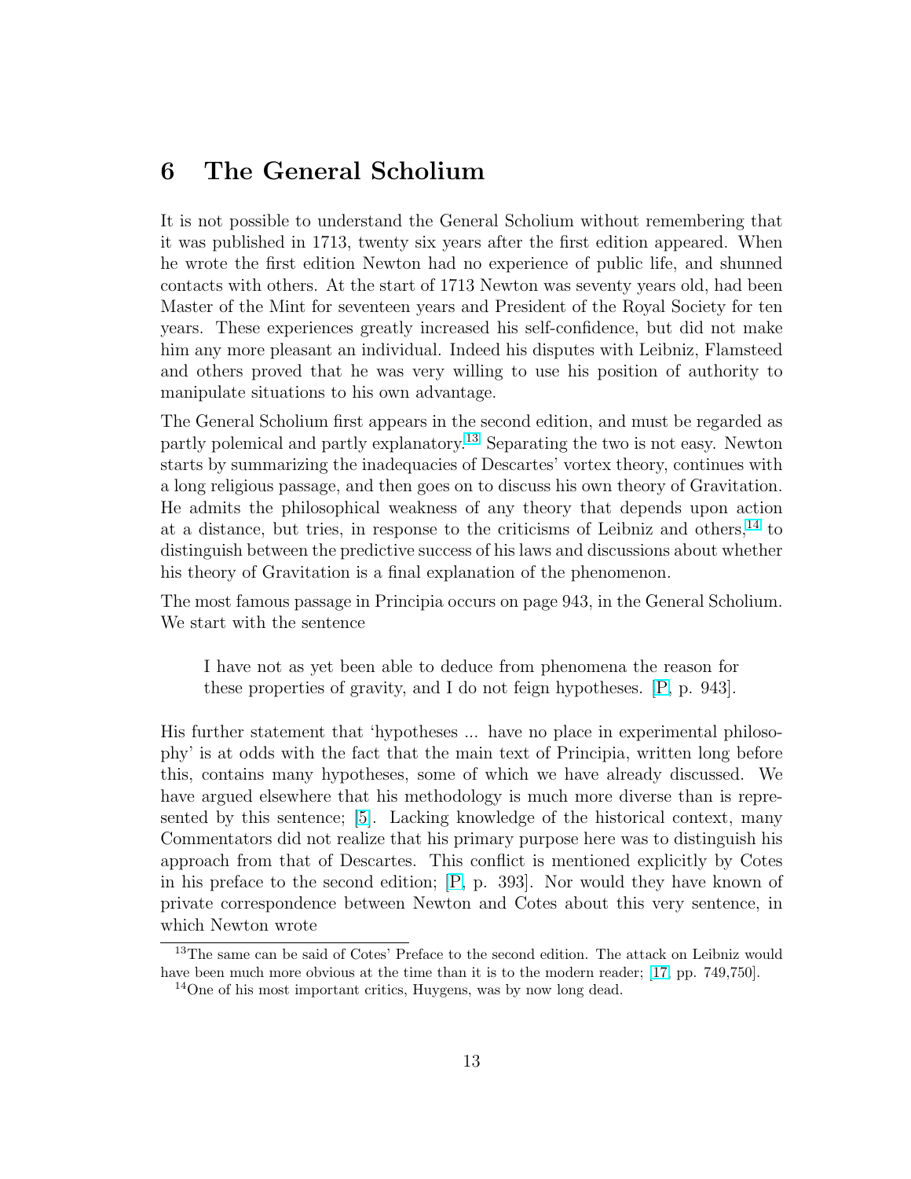## 6 The General Scholium

It is not possible to understand the General Scholium without remembering that it was published in 1713, twenty six years after the first edition appeared. When he wrote the first edition Newton had no experience of public life, and shunned contacts with others. At the start of 1713 Newton was seventy years old, had been Master of the Mint for seventeen years and President of the Royal Society for ten years. These experiences greatly increased his self-confidence, but did not make him any more pleasant an individual. Indeed his disputes with Leibniz, Flamsteed and others proved that he was very willing to use his position of authority to manipulate situations to his own advantage.

The General Scholium first appears in the second edition, and must be regarded as partly polemical and partly explanatory.[13] Separating the two is not easy. Newton starts by summarizing the inadequacies of Descartes' vortex theory, continues with a long religious passage, and then goes on to discuss his own theory of Gravitation. He admits the philosophical weakness of any theory that depends upon action at a distance, but tries, in response to the criticisms of Leibniz and others,[14] to distinguish between the predictive success of his laws and discussions about whether his theory of Gravitation is a final explanation of the phenomenon.

The most famous passage in Principia occurs on page 943, in the General Scholium. We start with the sentence

> I have not as yet been able to deduce from phenomena the reason for these properties of gravity, and I do not feign hypotheses. [P, p. 943].

His further statement that 'hypotheses ... have no place in experimental philosophy' is at odds with the fact that the main text of Principia, written long before this, contains many hypotheses, some of which we have already discussed. We have argued elsewhere that his methodology is much more diverse than is represented by this sentence; [5]. Lacking knowledge of the historical context, many Commentators did not realize that his primary purpose here was to distinguish his approach from that of Descartes. This conflict is mentioned explicitly by Cotes in his preface to the second edition; [P, p. 393]. Nor would they have known of private correspondence between Newton and Cotes about this very sentence, in which Newton wrote

[13] The same can be said of Cotes' Preface to the second edition. The attack on Leibniz would have been much more obvious at the time than it is to the modern reader; [17, pp. 749,750].

[14] One of his most important critics, Huygens, was by now long dead.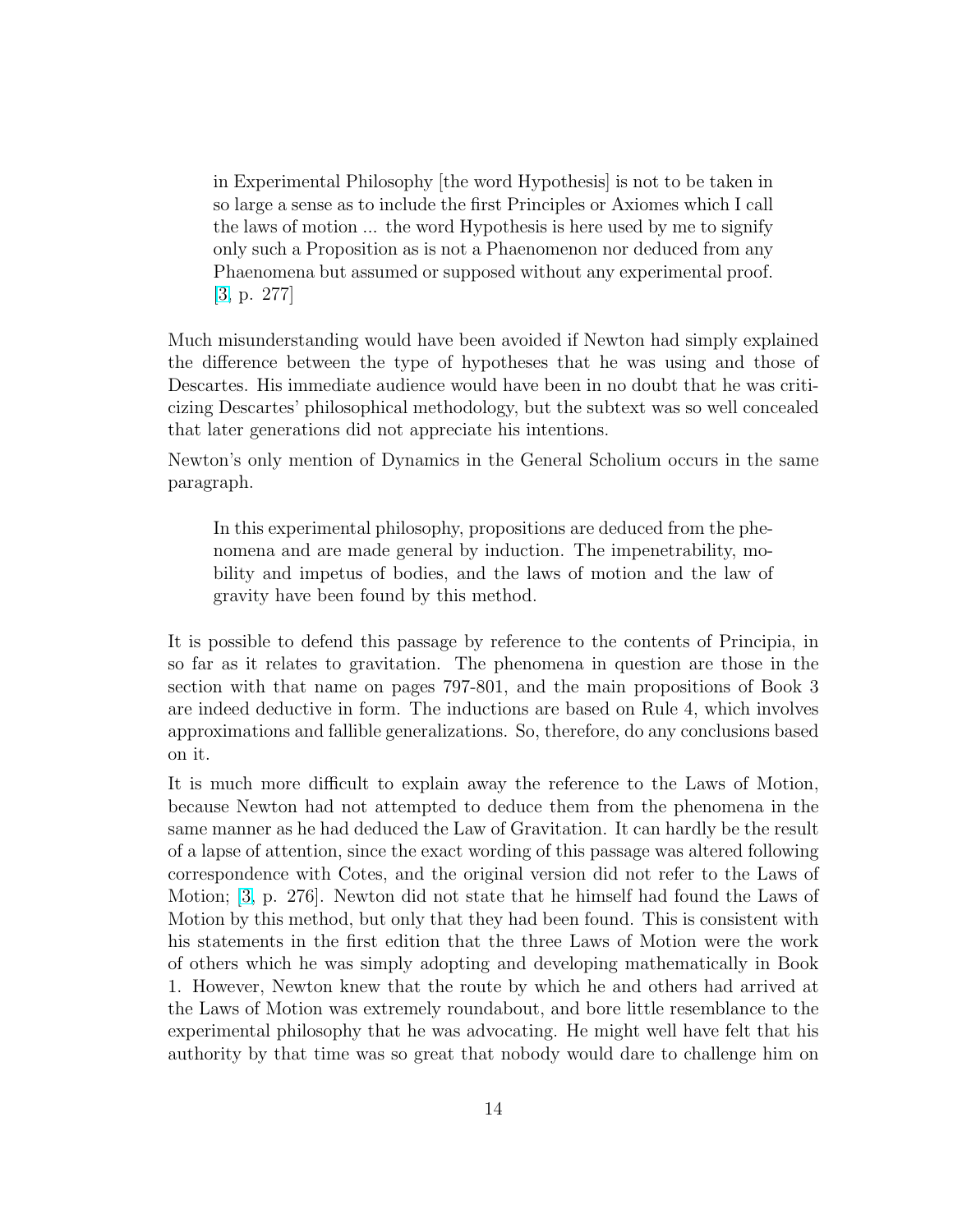> in Experimental Philosophy [the word Hypothesis] is not to be taken in so large a sense as to include the first Principles or Axiomes which I call the laws of motion ... the word Hypothesis is here used by me to signify only such a Proposition as is not a Phaenomenon nor deduced from any Phaenomena but assumed or supposed without any experimental proof. [3, p. 277]

Much misunderstanding would have been avoided if Newton had simply explained the difference between the type of hypotheses that he was using and those of Descartes. His immediate audience would have been in no doubt that he was criticizing Descartes' philosophical methodology, but the subtext was so well concealed that later generations did not appreciate his intentions.

Newton's only mention of Dynamics in the General Scholium occurs in the same paragraph.

> In this experimental philosophy, propositions are deduced from the phenomena and are made general by induction. The impenetrability, mobility and impetus of bodies, and the laws of motion and the law of gravity have been found by this method.

It is possible to defend this passage by reference to the contents of Principia, in so far as it relates to gravitation. The phenomena in question are those in the section with that name on pages 797-801, and the main propositions of Book 3 are indeed deductive in form. The inductions are based on Rule 4, which involves approximations and fallible generalizations. So, therefore, do any conclusions based on it.

It is much more difficult to explain away the reference to the Laws of Motion, because Newton had not attempted to deduce them from the phenomena in the same manner as he had deduced the Law of Gravitation. It can hardly be the result of a lapse of attention, since the exact wording of this passage was altered following correspondence with Cotes, and the original version did not refer to the Laws of Motion; [3, p. 276]. Newton did not state that he himself had found the Laws of Motion by this method, but only that they had been found. This is consistent with his statements in the first edition that the three Laws of Motion were the work of others which he was simply adopting and developing mathematically in Book 1. However, Newton knew that the route by which he and others had arrived at the Laws of Motion was extremely roundabout, and bore little resemblance to the experimental philosophy that he was advocating. He might well have felt that his authority by that time was so great that nobody would dare to challenge him on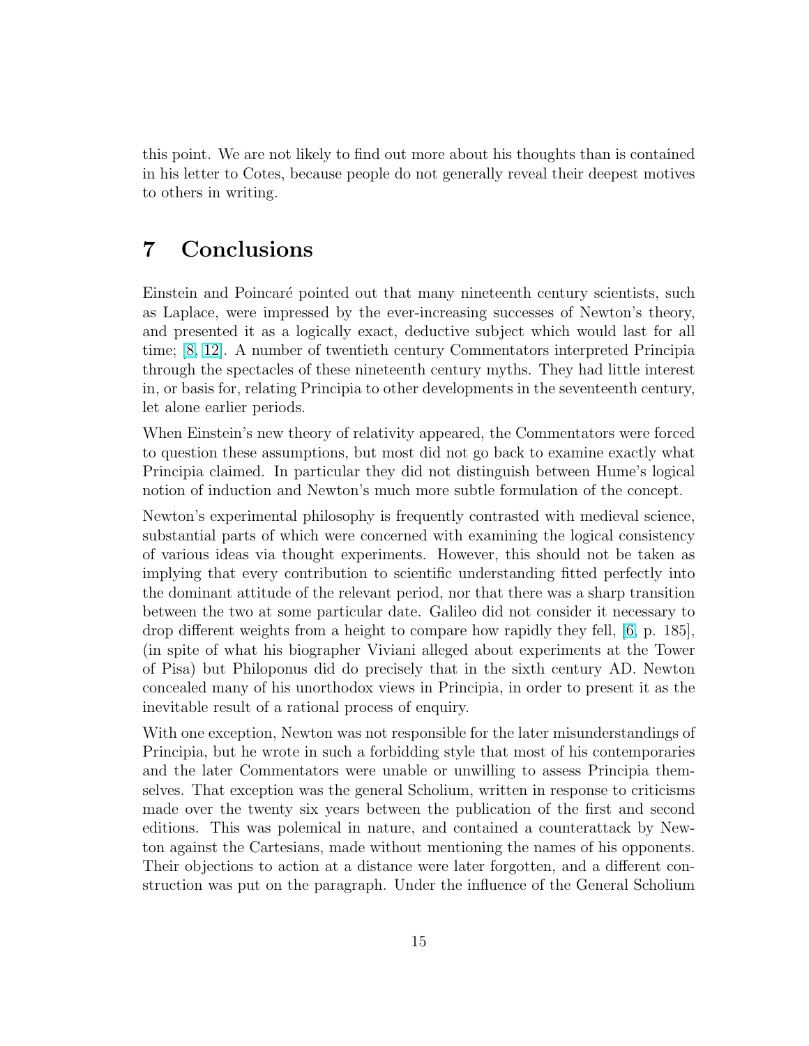this point. We are not likely to find out more about his thoughts than is contained in his letter to Cotes, because people do not generally reveal their deepest motives to others in writing.

## 7 Conclusions

Einstein and Poincaré pointed out that many nineteenth century scientists, such as Laplace, were impressed by the ever-increasing successes of Newton's theory, and presented it as a logically exact, deductive subject which would last for all time; [8, 12]. A number of twentieth century Commentators interpreted Principia through the spectacles of these nineteenth century myths. They had little interest in, or basis for, relating Principia to other developments in the seventeenth century, let alone earlier periods.

When Einstein's new theory of relativity appeared, the Commentators were forced to question these assumptions, but most did not go back to examine exactly what Principia claimed. In particular they did not distinguish between Hume's logical notion of induction and Newton's much more subtle formulation of the concept.

Newton's experimental philosophy is frequently contrasted with medieval science, substantial parts of which were concerned with examining the logical consistency of various ideas via thought experiments. However, this should not be taken as implying that every contribution to scientific understanding fitted perfectly into the dominant attitude of the relevant period, nor that there was a sharp transition between the two at some particular date. Galileo did not consider it necessary to drop different weights from a height to compare how rapidly they fell, [6, p. 185], (in spite of what his biographer Viviani alleged about experiments at the Tower of Pisa) but Philoponus did do precisely that in the sixth century AD. Newton concealed many of his unorthodox views in Principia, in order to present it as the inevitable result of a rational process of enquiry.

With one exception, Newton was not responsible for the later misunderstandings of Principia, but he wrote in such a forbidding style that most of his contemporaries and the later Commentators were unable or unwilling to assess Principia themselves. That exception was the general Scholium, written in response to criticisms made over the twenty six years between the publication of the first and second editions. This was polemical in nature, and contained a counterattack by Newton against the Cartesians, made without mentioning the names of his opponents. Their objections to action at a distance were later forgotten, and a different construction was put on the paragraph. Under the influence of the General Scholium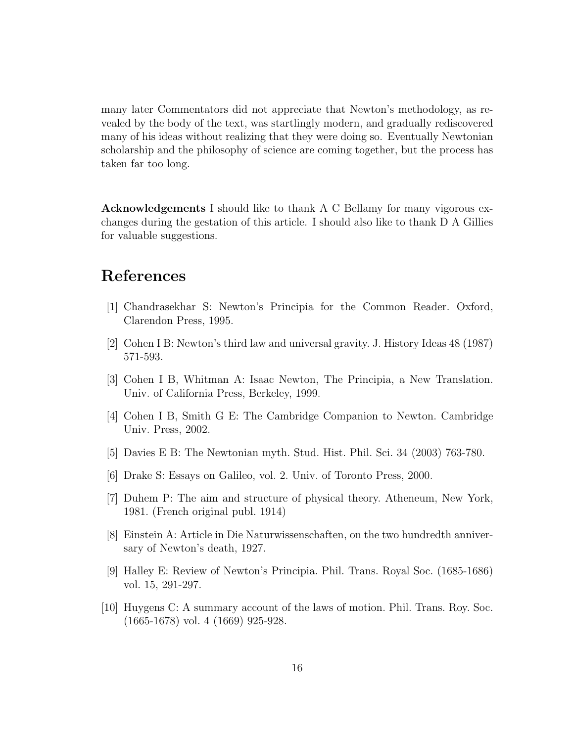many later Commentators did not appreciate that Newton's methodology, as revealed by the body of the text, was startlingly modern, and gradually rediscovered many of his ideas without realizing that they were doing so. Eventually Newtonian scholarship and the philosophy of science are coming together, but the process has taken far too long.

**Acknowledgements** I should like to thank A C Bellamy for many vigorous exchanges during the gestation of this article. I should also like to thank D A Gillies for valuable suggestions.

# References

[1] Chandrasekhar S: Newton's Principia for the Common Reader. Oxford, Clarendon Press, 1995.

[2] Cohen I B: Newton's third law and universal gravity. J. History Ideas 48 (1987) 571-593.

[3] Cohen I B, Whitman A: Isaac Newton, The Principia, a New Translation. Univ. of California Press, Berkeley, 1999.

[4] Cohen I B, Smith G E: The Cambridge Companion to Newton. Cambridge Univ. Press, 2002.

[5] Davies E B: The Newtonian myth. Stud. Hist. Phil. Sci. 34 (2003) 763-780.

[6] Drake S: Essays on Galileo, vol. 2. Univ. of Toronto Press, 2000.

[7] Duhem P: The aim and structure of physical theory. Atheneum, New York, 1981. (French original publ. 1914)

[8] Einstein A: Article in Die Naturwissenschaften, on the two hundredth anniversary of Newton's death, 1927.

[9] Halley E: Review of Newton's Principia. Phil. Trans. Royal Soc. (1685-1686) vol. 15, 291-297.

[10] Huygens C: A summary account of the laws of motion. Phil. Trans. Roy. Soc. (1665-1678) vol. 4 (1669) 925-928.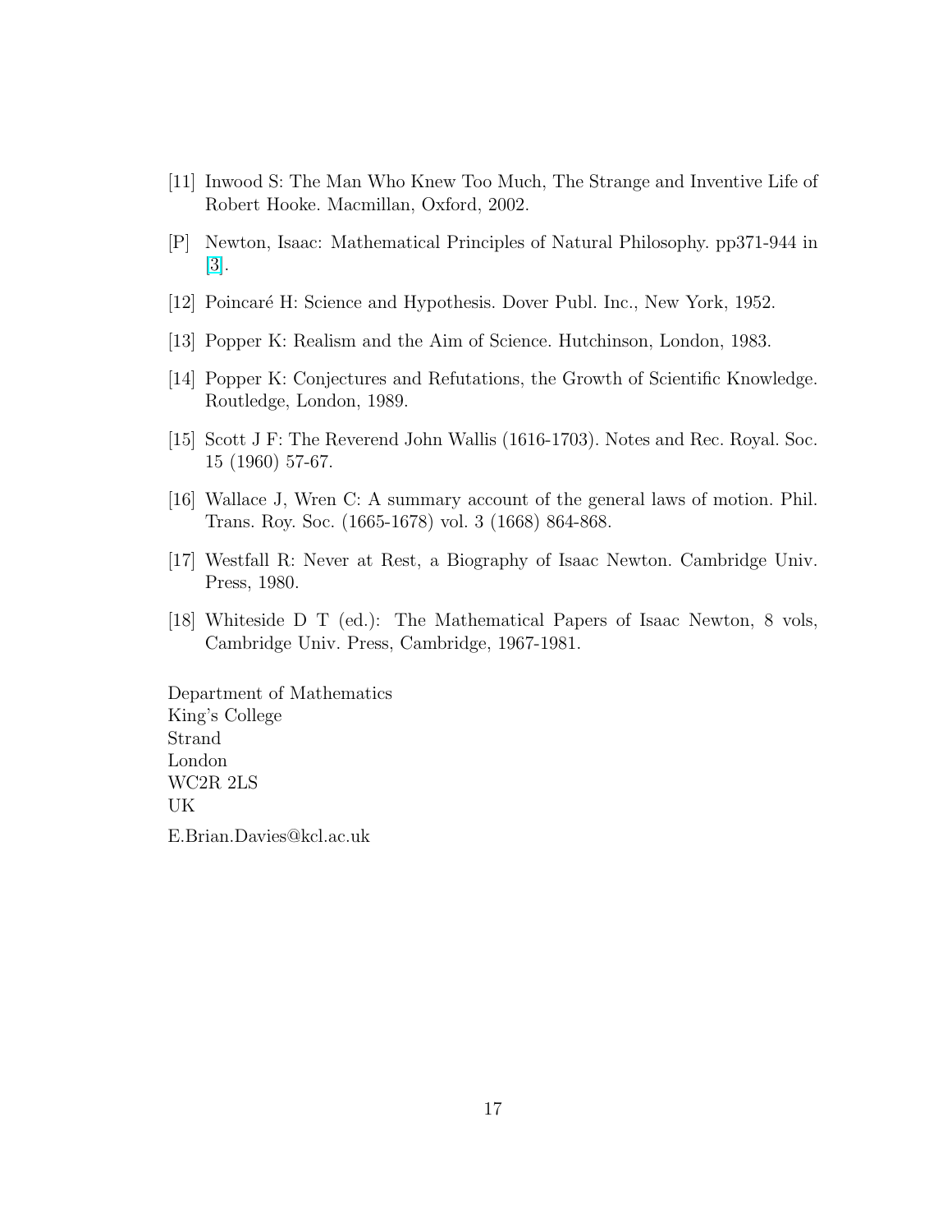[11] Inwood S: The Man Who Knew Too Much, The Strange and Inventive Life of Robert Hooke. Macmillan, Oxford, 2002.

[P] Newton, Isaac: Mathematical Principles of Natural Philosophy. pp371-944 in [3].

[12] Poincaré H: Science and Hypothesis. Dover Publ. Inc., New York, 1952.

[13] Popper K: Realism and the Aim of Science. Hutchinson, London, 1983.

[14] Popper K: Conjectures and Refutations, the Growth of Scientific Knowledge. Routledge, London, 1989.

[15] Scott J F: The Reverend John Wallis (1616-1703). Notes and Rec. Royal. Soc. 15 (1960) 57-67.

[16] Wallace J, Wren C: A summary account of the general laws of motion. Phil. Trans. Roy. Soc. (1665-1678) vol. 3 (1668) 864-868.

[17] Westfall R: Never at Rest, a Biography of Isaac Newton. Cambridge Univ. Press, 1980.

[18] Whiteside D T (ed.): The Mathematical Papers of Isaac Newton, 8 vols, Cambridge Univ. Press, Cambridge, 1967-1981.

Department of Mathematics
King's College
Strand
London
WC2R 2LS
UK

E.Brian.Davies@kcl.ac.uk